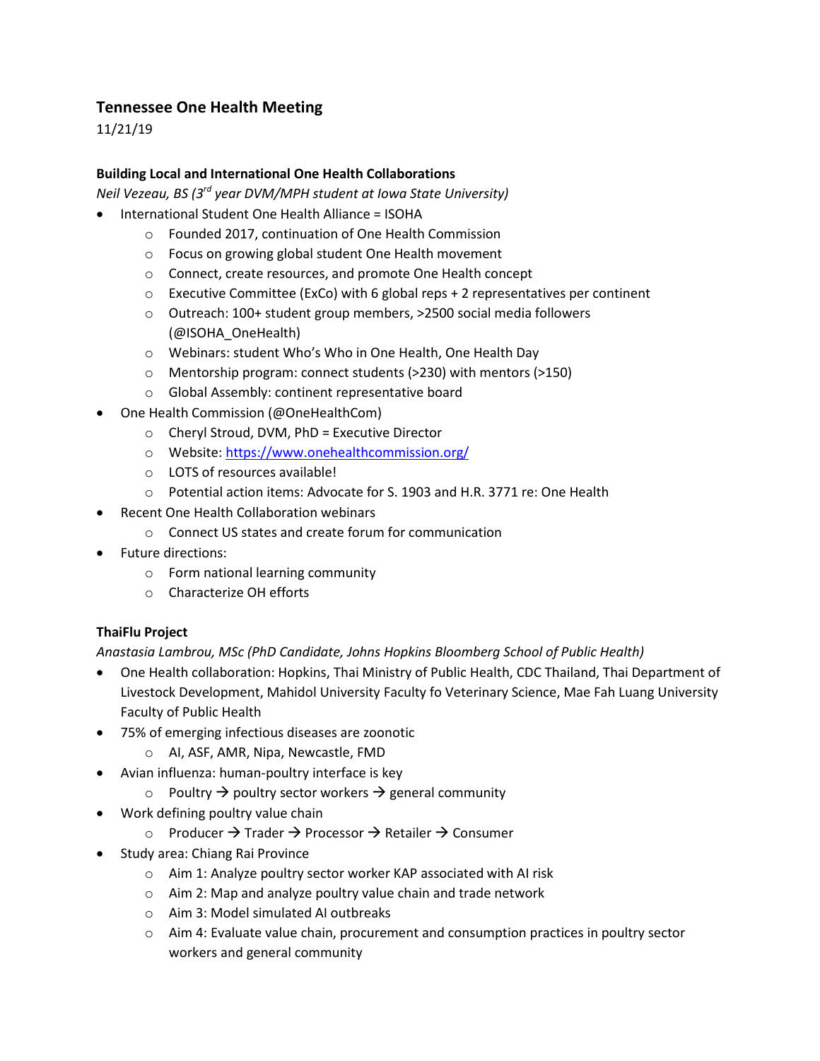# Tennessee One Health Meeting

11/21/19

### Building Local and International One Health Collaborations

*Neil Vezeau, BS (3rd year DVM/MPH student at Iowa State University)*

- International Student One Health Alliance = ISOHA
  - Founded 2017, continuation of One Health Commission
  - Focus on growing global student One Health movement
  - Connect, create resources, and promote One Health concept
  - Executive Committee (ExCo) with 6 global reps + 2 representatives per continent
  - Outreach: 100+ student group members, >2500 social media followers (@ISOHA_OneHealth)
  - Webinars: student Who's Who in One Health, One Health Day
  - Mentorship program: connect students (>230) with mentors (>150)
  - Global Assembly: continent representative board
- One Health Commission (@OneHealthCom)
  - Cheryl Stroud, DVM, PhD = Executive Director
  - Website: [https://www.onehealthcommission.org/](https://www.onehealthcommission.org/)
  - LOTS of resources available!
  - Potential action items: Advocate for S. 1903 and H.R. 3771 re: One Health
- Recent One Health Collaboration webinars
  - Connect US states and create forum for communication
- Future directions:
  - Form national learning community
  - Characterize OH efforts

### ThaiFlu Project

*Anastasia Lambrou, MSc (PhD Candidate, Johns Hopkins Bloomberg School of Public Health)*

- One Health collaboration: Hopkins, Thai Ministry of Public Health, CDC Thailand, Thai Department of Livestock Development, Mahidol University Faculty fo Veterinary Science, Mae Fah Luang University Faculty of Public Health
- 75% of emerging infectious diseases are zoonotic
  - AI, ASF, AMR, Nipa, Newcastle, FMD
- Avian influenza: human-poultry interface is key
  - Poultry → poultry sector workers → general community
- Work defining poultry value chain
  - Producer → Trader → Processor → Retailer → Consumer
- Study area: Chiang Rai Province
  - Aim 1: Analyze poultry sector worker KAP associated with AI risk
  - Aim 2: Map and analyze poultry value chain and trade network
  - Aim 3: Model simulated AI outbreaks
  - Aim 4: Evaluate value chain, procurement and consumption practices in poultry sector workers and general community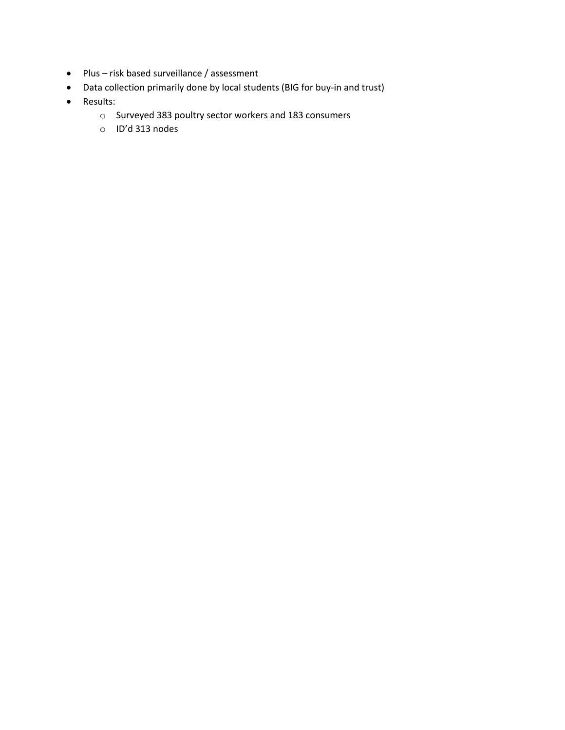- Plus – risk based surveillance / assessment
- Data collection primarily done by local students (BIG for buy-in and trust)
- Results:
    - Surveyed 383 poultry sector workers and 183 consumers
    - ID'd 313 nodes